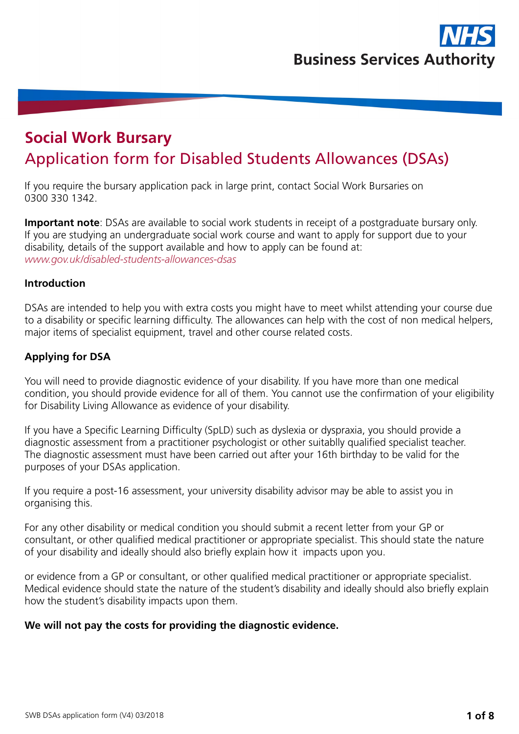Business Services Authority

# Social Work Bursary

## Application form for Disabled Students Allowances (DSAs)

If you require the bursary application pack in large print, contact Social Work Bursaries on 0300 330 1342.

**Important note**: DSAs are available to social work students in receipt of a postgraduate bursary only. If you are studying an undergraduate social work course and want to apply for support due to your disability, details of the support available and how to apply can be found at: *www.gov.uk/disabled-students-allowances-dsas*

### Introduction

DSAs are intended to help you with extra costs you might have to meet whilst attending your course due to a disability or specific learning difficulty. The allowances can help with the cost of non medical helpers, major items of specialist equipment, travel and other course related costs.

### Applying for DSA

You will need to provide diagnostic evidence of your disability. If you have more than one medical condition, you should provide evidence for all of them. You cannot use the confirmation of your eligibility for Disability Living Allowance as evidence of your disability.

If you have a Specific Learning Difficulty (SpLD) such as dyslexia or dyspraxia, you should provide a diagnostic assessment from a practitioner psychologist or other suitablly qualified specialist teacher. The diagnostic assessment must have been carried out after your 16th birthday to be valid for the purposes of your DSAs application.

If you require a post-16 assessment, your university disability advisor may be able to assist you in organising this.

For any other disability or medical condition you should submit a recent letter from your GP or consultant, or other qualified medical practitioner or appropriate specialist. This should state the nature of your disability and ideally should also briefly explain how it impacts upon you.

or evidence from a GP or consultant, or other qualified medical practitioner or appropriate specialist. Medical evidence should state the nature of the student's disability and ideally should also briefly explain how the student's disability impacts upon them.

**We will not pay the costs for providing the diagnostic evidence.**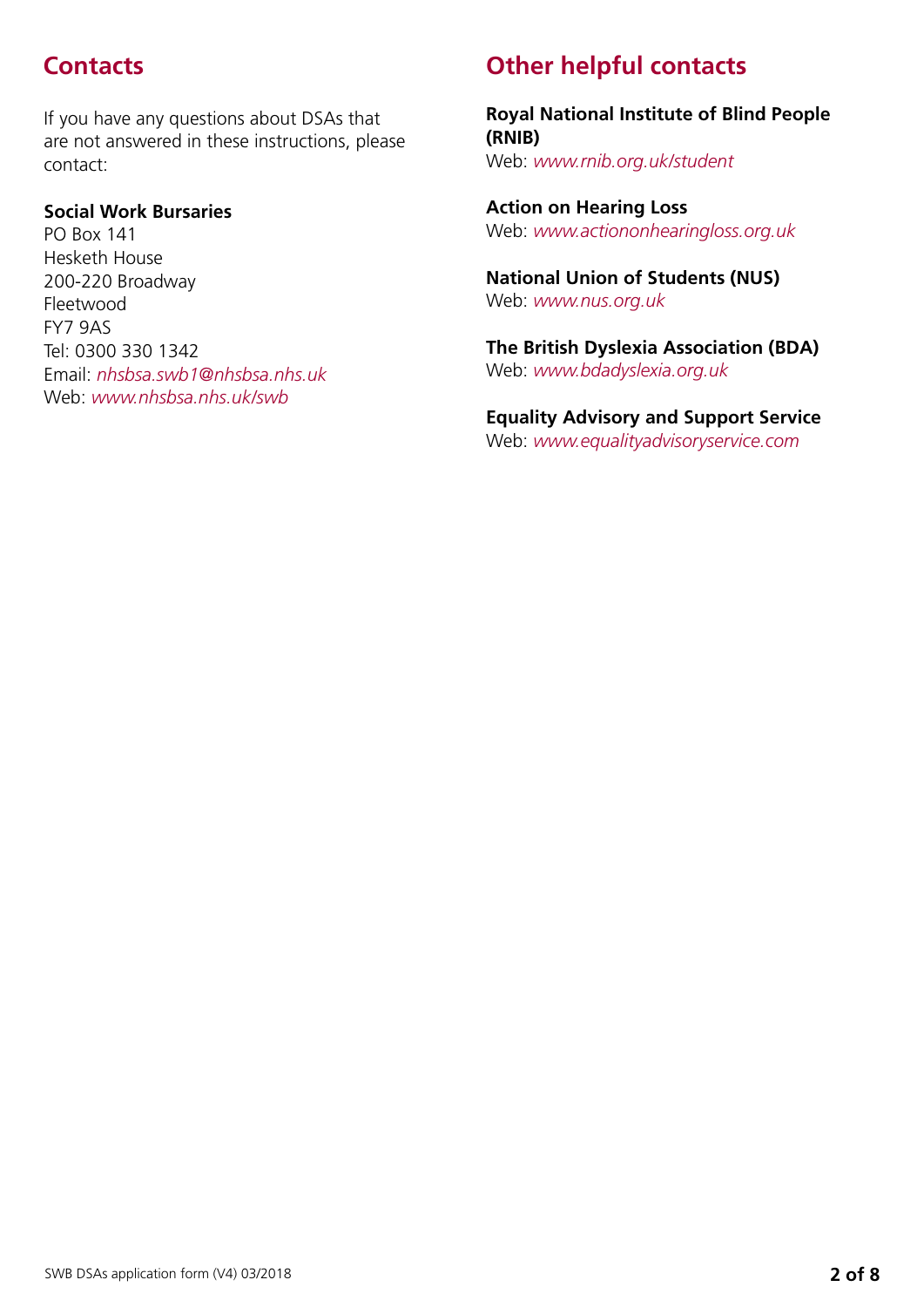## Contacts

If you have any questions about DSAs that are not answered in these instructions, please contact:

**Social Work Bursaries**
PO Box 141
Hesketh House
200-220 Broadway
Fleetwood
FY7 9AS
Tel: 0300 330 1342
Email: *nhsbsa.swb1@nhsbsa.nhs.uk*
Web: *www.nhsbsa.nhs.uk/swb*

## Other helpful contacts

**Royal National Institute of Blind People (RNIB)**
Web: *www.rnib.org.uk/student*

**Action on Hearing Loss**
Web: *www.actiononhearingloss.org.uk*

**National Union of Students (NUS)**
Web: *www.nus.org.uk*

**The British Dyslexia Association (BDA)**
Web: *www.bdadyslexia.org.uk*

**Equality Advisory and Support Service**
Web: *www.equalityadvisoryservice.com*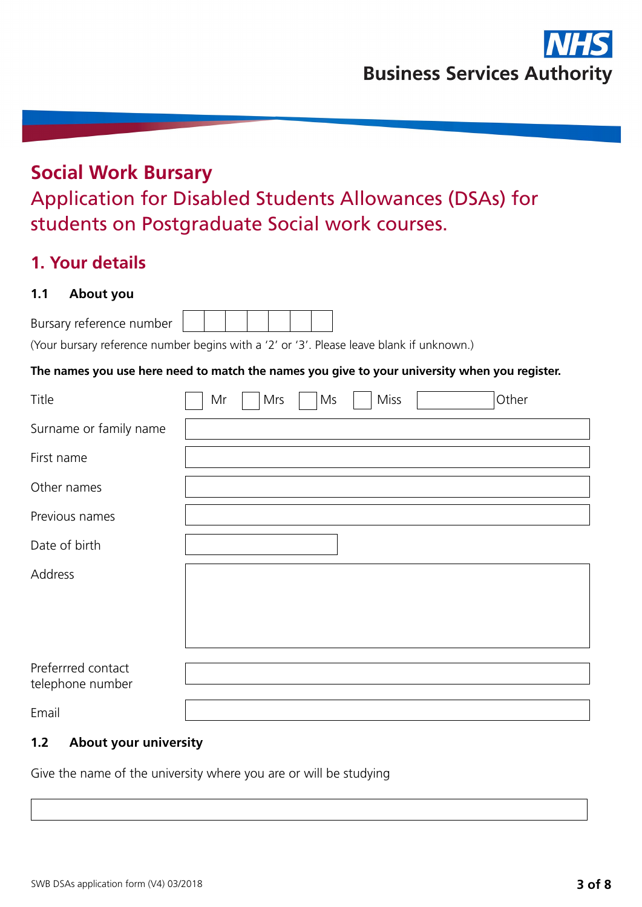NHS
Business Services Authority

# Social Work Bursary

## Application for Disabled Students Allowances (DSAs) for students on Postgraduate Social work courses.

## 1. Your details

### 1.1 About you

Bursary reference number

| | | | | | | |
|---|---|---|---|---|---|---|
| | | | | | | |

(Your bursary reference number begins with a '2' or '3'. Please leave blank if unknown.)

**The names you use here need to match the names you give to your university when you register.**

Title ☐ Mr ☐ Mrs ☐ Ms ☐ Miss ☐ Other

Surname or family name

First name

Other names

Previous names

Date of birth

Address

Preferrred contact telephone number

Email

### 1.2 About your university

Give the name of the university where you are or will be studying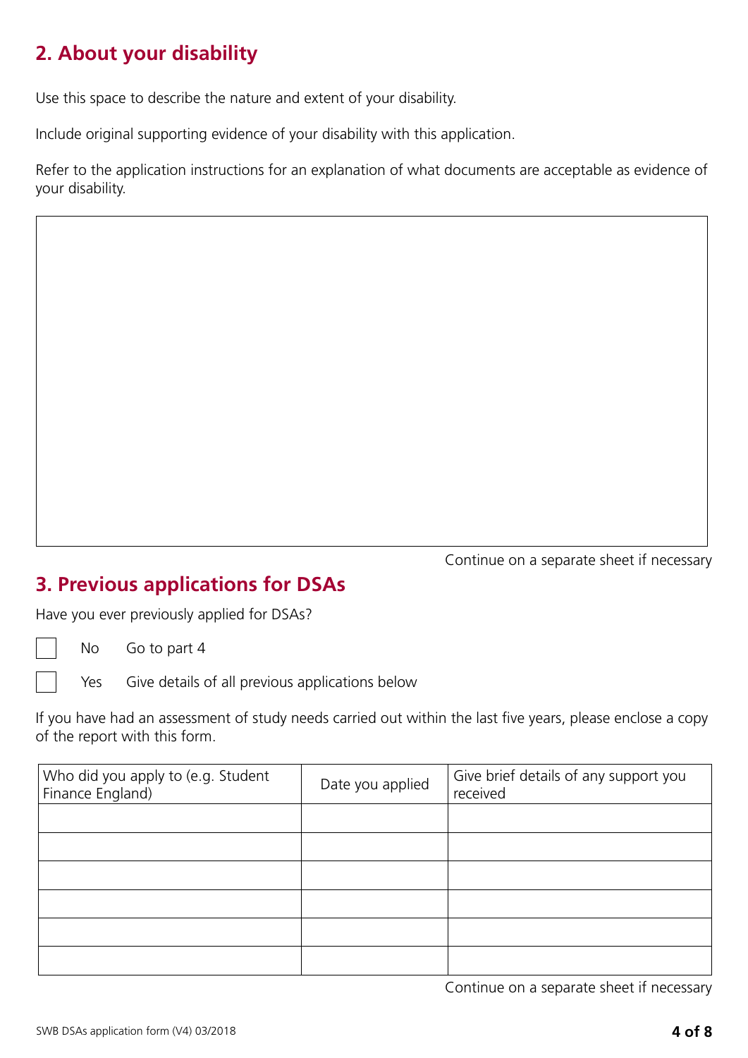## 2. About your disability

Use this space to describe the nature and extent of your disability.

Include original supporting evidence of your disability with this application.

Refer to the application instructions for an explanation of what documents are acceptable as evidence of your disability.

Continue on a separate sheet if necessary

## 3. Previous applications for DSAs

Have you ever previously applied for DSAs?

- [ ] No — Go to part 4
- [ ] Yes — Give details of all previous applications below

If you have had an assessment of study needs carried out within the last five years, please enclose a copy of the report with this form.

| Who did you apply to (e.g. Student Finance England) | Date you applied | Give brief details of any support you received |
|---|---|---|
| | | |
| | | |
| | | |
| | | |
| | | |
| | | |

Continue on a separate sheet if necessary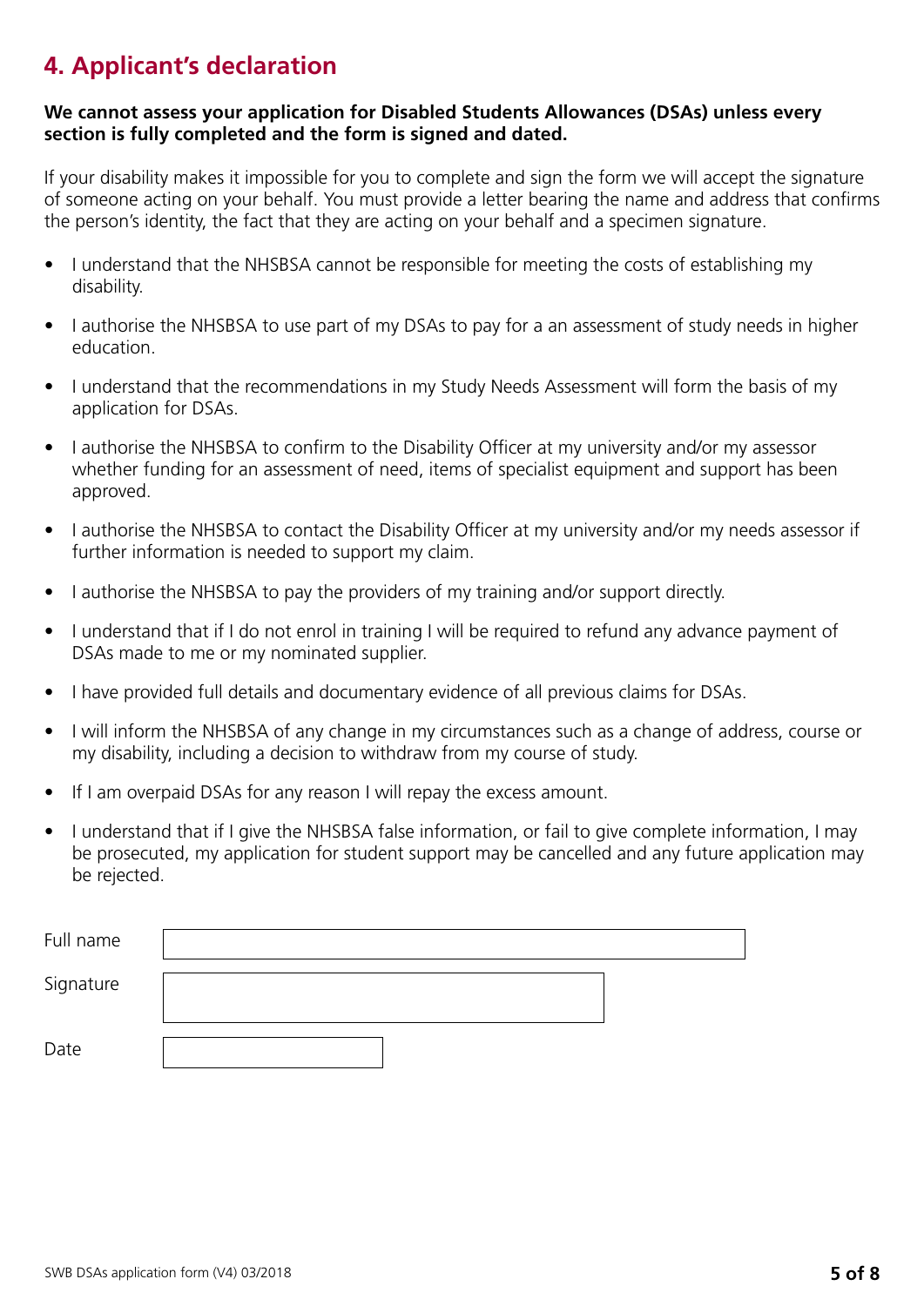## 4. Applicant's declaration

**We cannot assess your application for Disabled Students Allowances (DSAs) unless every section is fully completed and the form is signed and dated.**

If your disability makes it impossible for you to complete and sign the form we will accept the signature of someone acting on your behalf. You must provide a letter bearing the name and address that confirms the person's identity, the fact that they are acting on your behalf and a specimen signature.

- I understand that the NHSBSA cannot be responsible for meeting the costs of establishing my disability.
- I authorise the NHSBSA to use part of my DSAs to pay for a an assessment of study needs in higher education.
- I understand that the recommendations in my Study Needs Assessment will form the basis of my application for DSAs.
- I authorise the NHSBSA to confirm to the Disability Officer at my university and/or my assessor whether funding for an assessment of need, items of specialist equipment and support has been approved.
- I authorise the NHSBSA to contact the Disability Officer at my university and/or my needs assessor if further information is needed to support my claim.
- I authorise the NHSBSA to pay the providers of my training and/or support directly.
- I understand that if I do not enrol in training I will be required to refund any advance payment of DSAs made to me or my nominated supplier.
- I have provided full details and documentary evidence of all previous claims for DSAs.
- I will inform the NHSBSA of any change in my circumstances such as a change of address, course or my disability, including a decision to withdraw from my course of study.
- If I am overpaid DSAs for any reason I will repay the excess amount.
- I understand that if I give the NHSBSA false information, or fail to give complete information, I may be prosecuted, my application for student support may be cancelled and any future application may be rejected.

Full name

Signature

Date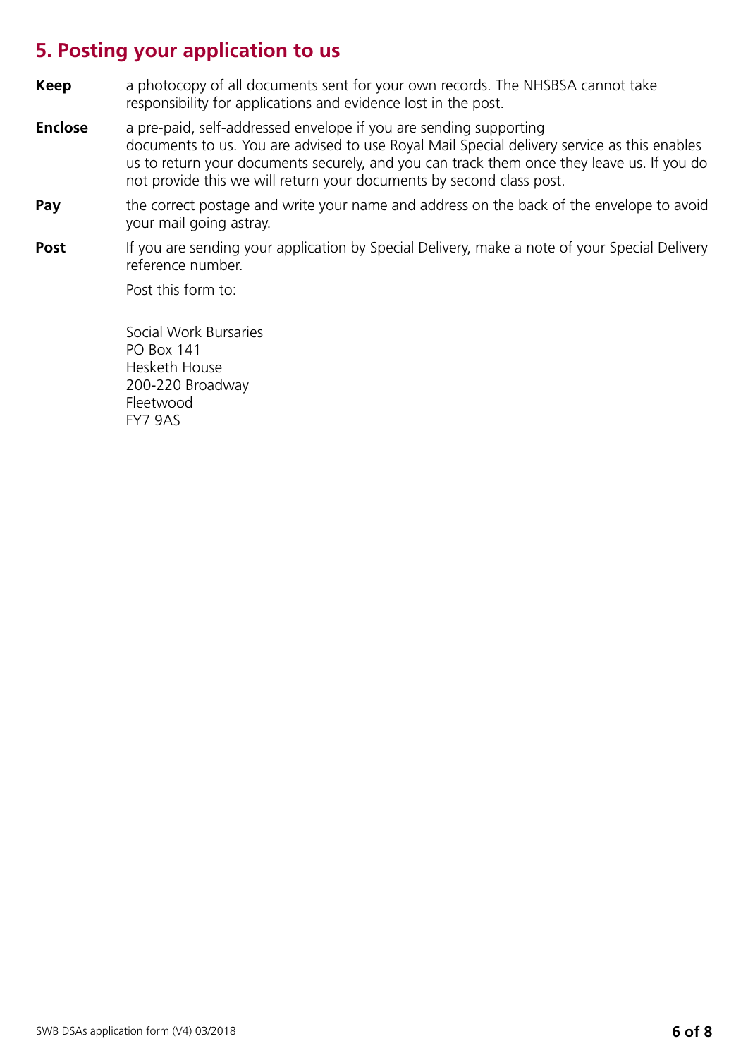## 5. Posting your application to us

**Keep** a photocopy of all documents sent for your own records. The NHSBSA cannot take responsibility for applications and evidence lost in the post.

**Enclose** a pre-paid, self-addressed envelope if you are sending supporting documents to us. You are advised to use Royal Mail Special delivery service as this enables us to return your documents securely, and you can track them once they leave us. If you do not provide this we will return your documents by second class post.

**Pay** the correct postage and write your name and address on the back of the envelope to avoid your mail going astray.

**Post** If you are sending your application by Special Delivery, make a note of your Special Delivery reference number.

Post this form to:

Social Work Bursaries
PO Box 141
Hesketh House
200-220 Broadway
Fleetwood
FY7 9AS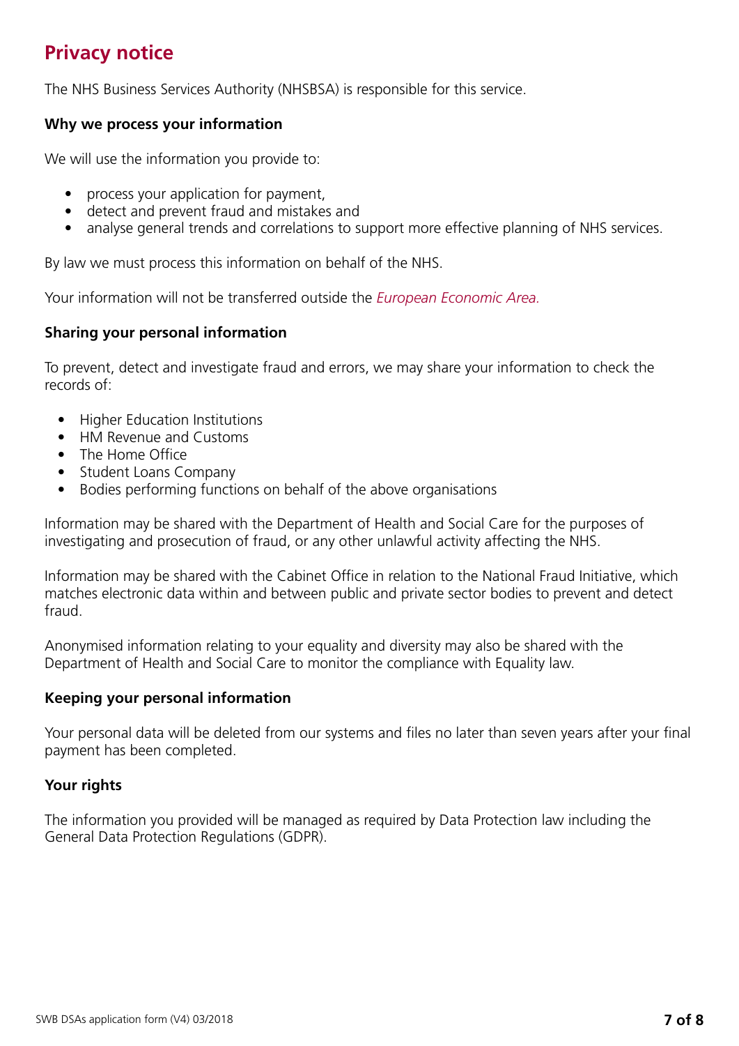# Privacy notice

The NHS Business Services Authority (NHSBSA) is responsible for this service.

**Why we process your information**

We will use the information you provide to:

- process your application for payment,
- detect and prevent fraud and mistakes and
- analyse general trends and correlations to support more effective planning of NHS services.

By law we must process this information on behalf of the NHS.

Your information will not be transferred outside the *European Economic Area.*

**Sharing your personal information**

To prevent, detect and investigate fraud and errors, we may share your information to check the records of:

- Higher Education Institutions
- HM Revenue and Customs
- The Home Office
- Student Loans Company
- Bodies performing functions on behalf of the above organisations

Information may be shared with the Department of Health and Social Care for the purposes of investigating and prosecution of fraud, or any other unlawful activity affecting the NHS.

Information may be shared with the Cabinet Office in relation to the National Fraud Initiative, which matches electronic data within and between public and private sector bodies to prevent and detect fraud.

Anonymised information relating to your equality and diversity may also be shared with the Department of Health and Social Care to monitor the compliance with Equality law.

**Keeping your personal information**

Your personal data will be deleted from our systems and files no later than seven years after your final payment has been completed.

**Your rights**

The information you provided will be managed as required by Data Protection law including the General Data Protection Regulations (GDPR).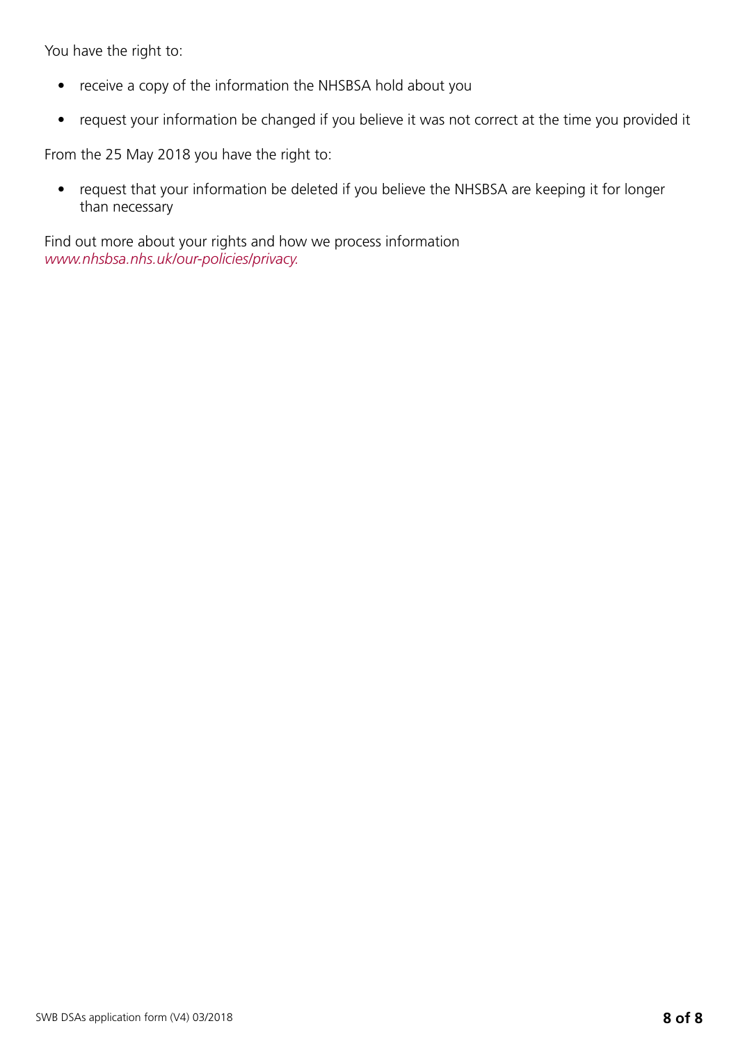You have the right to:

- receive a copy of the information the NHSBSA hold about you
- request your information be changed if you believe it was not correct at the time you provided it

From the 25 May 2018 you have the right to:

- request that your information be deleted if you believe the NHSBSA are keeping it for longer than necessary

Find out more about your rights and how we process information
*www.nhsbsa.nhs.uk/our-policies/privacy.*